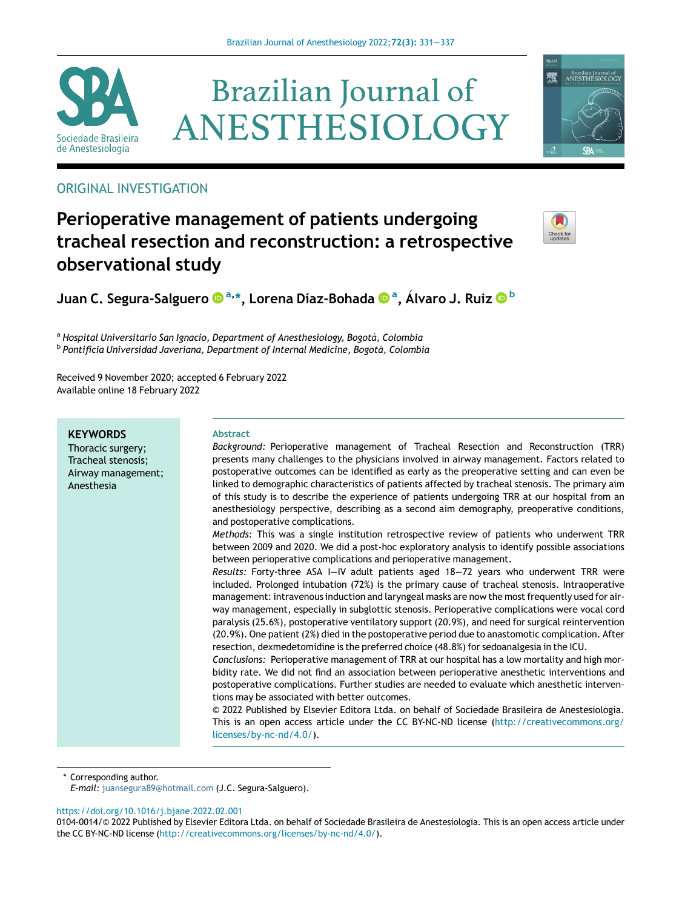ORIGINAL INVESTIGATION

# Perioperative management of patients undergoing tracheal resection and reconstruction: a retrospective observational study

**Juan C. Segura-Salguero [a,*], Lorena Díaz-Bohada [a], Álvaro J. Ruiz [b]**

[a] *Hospital Universitario San Ignacio, Department of Anesthesiology, Bogotá, Colombia*
[b] *Pontificia Universidad Javeriana, Department of Internal Medicine, Bogotá, Colombia*

Received 9 November 2020; accepted 6 February 2022
Available online 18 February 2022

**KEYWORDS**
Thoracic surgery;
Tracheal stenosis;
Airway management;
Anesthesia

## Abstract

*Background:* Perioperative management of Tracheal Resection and Reconstruction (TRR) presents many challenges to the physicians involved in airway management. Factors related to postoperative outcomes can be identified as early as the preoperative setting and can even be linked to demographic characteristics of patients affected by tracheal stenosis. The primary aim of this study is to describe the experience of patients undergoing TRR at our hospital from an anesthesiology perspective, describing as a second aim demography, preoperative conditions, and postoperative complications.

*Methods:* This was a single institution retrospective review of patients who underwent TRR between 2009 and 2020. We did a post-hoc exploratory analysis to identify possible associations between perioperative complications and perioperative management.

*Results:* Forty-three ASA I–IV adult patients aged 18–72 years who underwent TRR were included. Prolonged intubation (72%) is the primary cause of tracheal stenosis. Intraoperative management: intravenous induction and laryngeal masks are now the most frequently used for airway management, especially in subglottic stenosis. Perioperative complications were vocal cord paralysis (25.6%), postoperative ventilatory support (20.9%), and need for surgical reintervention (20.9%). One patient (2%) died in the postoperative period due to anastomotic complication. After resection, dexmedetomidine is the preferred choice (48.8%) for sedoanalgesia in the ICU.

*Conclusions:* Perioperative management of TRR at our hospital has a low mortality and high morbidity rate. We did not find an association between perioperative anesthetic interventions and postoperative complications. Further studies are needed to evaluate which anesthetic interventions may be associated with better outcomes.

© 2022 Published by Elsevier Editora Ltda. on behalf of Sociedade Brasileira de Anestesiologia. This is an open access article under the CC BY-NC-ND license (http://creativecommons.org/licenses/by-nc-nd/4.0/).

* Corresponding author.
*E-mail:* juansegura89@hotmail.com (J.C. Segura-Salguero).

https://doi.org/10.1016/j.bjane.2022.02.001
0104-0014/© 2022 Published by Elsevier Editora Ltda. on behalf of Sociedade Brasileira de Anestesiologia. This is an open access article under the CC BY-NC-ND license (http://creativecommons.org/licenses/by-nc-nd/4.0/).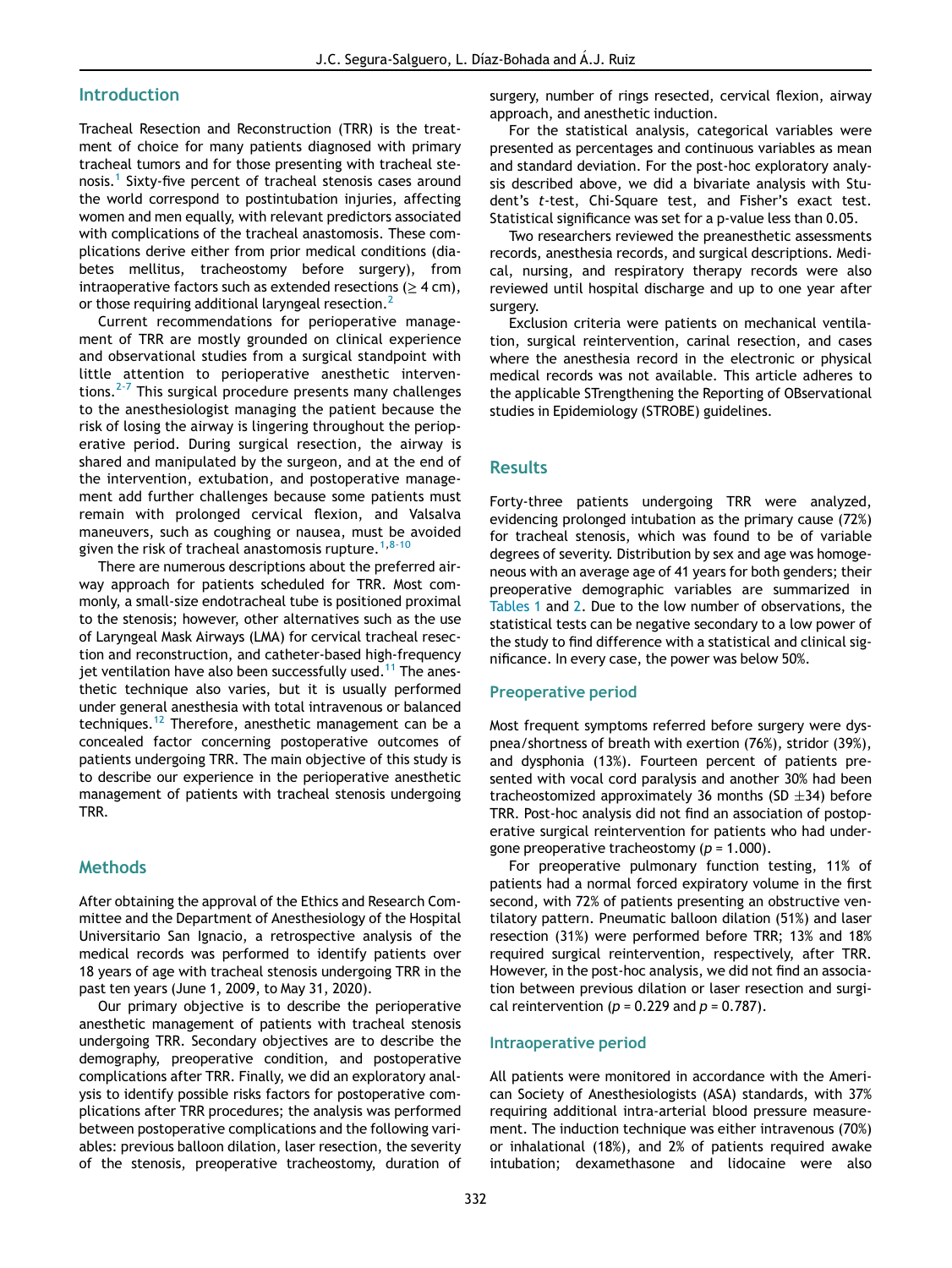## Introduction

Tracheal Resection and Reconstruction (TRR) is the treatment of choice for many patients diagnosed with primary tracheal tumors and for those presenting with tracheal stenosis.[1] Sixty-five percent of tracheal stenosis cases around the world correspond to postintubation injuries, affecting women and men equally, with relevant predictors associated with complications of the tracheal anastomosis. These complications derive either from prior medical conditions (diabetes mellitus, tracheostomy before surgery), from intraoperative factors such as extended resections (≥ 4 cm), or those requiring additional laryngeal resection.[2]

Current recommendations for perioperative management of TRR are mostly grounded on clinical experience and observational studies from a surgical standpoint with little attention to perioperative anesthetic interventions.[2-7] This surgical procedure presents many challenges to the anesthesiologist managing the patient because the risk of losing the airway is lingering throughout the perioperative period. During surgical resection, the airway is shared and manipulated by the surgeon, and at the end of the intervention, extubation, and postoperative management add further challenges because some patients must remain with prolonged cervical flexion, and Valsalva maneuvers, such as coughing or nausea, must be avoided given the risk of tracheal anastomosis rupture.[1,8-10]

There are numerous descriptions about the preferred airway approach for patients scheduled for TRR. Most commonly, a small-size endotracheal tube is positioned proximal to the stenosis; however, other alternatives such as the use of Laryngeal Mask Airways (LMA) for cervical tracheal resection and reconstruction, and catheter-based high-frequency jet ventilation have also been successfully used.[11] The anesthetic technique also varies, but it is usually performed under general anesthesia with total intravenous or balanced techniques.[12] Therefore, anesthetic management can be a concealed factor concerning postoperative outcomes of patients undergoing TRR. The main objective of this study is to describe our experience in the perioperative anesthetic management of patients with tracheal stenosis undergoing TRR.

## Methods

After obtaining the approval of the Ethics and Research Committee and the Department of Anesthesiology of the Hospital Universitario San Ignacio, a retrospective analysis of the medical records was performed to identify patients over 18 years of age with tracheal stenosis undergoing TRR in the past ten years (June 1, 2009, to May 31, 2020).

Our primary objective is to describe the perioperative anesthetic management of patients with tracheal stenosis undergoing TRR. Secondary objectives are to describe the demography, preoperative condition, and postoperative complications after TRR. Finally, we did an exploratory analysis to identify possible risks factors for postoperative complications after TRR procedures; the analysis was performed between postoperative complications and the following variables: previous balloon dilation, laser resection, the severity of the stenosis, preoperative tracheostomy, duration of surgery, number of rings resected, cervical flexion, airway approach, and anesthetic induction.

For the statistical analysis, categorical variables were presented as percentages and continuous variables as mean and standard deviation. For the post-hoc exploratory analysis described above, we did a bivariate analysis with Student's *t*-test, Chi-Square test, and Fisher's exact test. Statistical significance was set for a p-value less than 0.05.

Two researchers reviewed the preanesthetic assessments records, anesthesia records, and surgical descriptions. Medical, nursing, and respiratory therapy records were also reviewed until hospital discharge and up to one year after surgery.

Exclusion criteria were patients on mechanical ventilation, surgical reintervention, carinal resection, and cases where the anesthesia record in the electronic or physical medical records was not available. This article adheres to the applicable STrengthening the Reporting of OBservational studies in Epidemiology (STROBE) guidelines.

## Results

Forty-three patients undergoing TRR were analyzed, evidencing prolonged intubation as the primary cause (72%) for tracheal stenosis, which was found to be of variable degrees of severity. Distribution by sex and age was homogeneous with an average age of 41 years for both genders; their preoperative demographic variables are summarized in Tables 1 and 2. Due to the low number of observations, the statistical tests can be negative secondary to a low power of the study to find difference with a statistical and clinical significance. In every case, the power was below 50%.

### Preoperative period

Most frequent symptoms referred before surgery were dyspnea/shortness of breath with exertion (76%), stridor (39%), and dysphonia (13%). Fourteen percent of patients presented with vocal cord paralysis and another 30% had been tracheostomized approximately 36 months (SD ±34) before TRR. Post-hoc analysis did not find an association of postoperative surgical reintervention for patients who had undergone preoperative tracheostomy ($p = 1.000$).

For preoperative pulmonary function testing, 11% of patients had a normal forced expiratory volume in the first second, with 72% of patients presenting an obstructive ventilatory pattern. Pneumatic balloon dilation (51%) and laser resection (31%) were performed before TRR; 13% and 18% required surgical reintervention, respectively, after TRR. However, in the post-hoc analysis, we did not find an association between previous dilation or laser resection and surgical reintervention ($p = 0.229$ and $p = 0.787$).

### Intraoperative period

All patients were monitored in accordance with the American Society of Anesthesiologists (ASA) standards, with 37% requiring additional intra-arterial blood pressure measurement. The induction technique was either intravenous (70%) or inhalational (18%), and 2% of patients required awake intubation; dexamethasone and lidocaine were also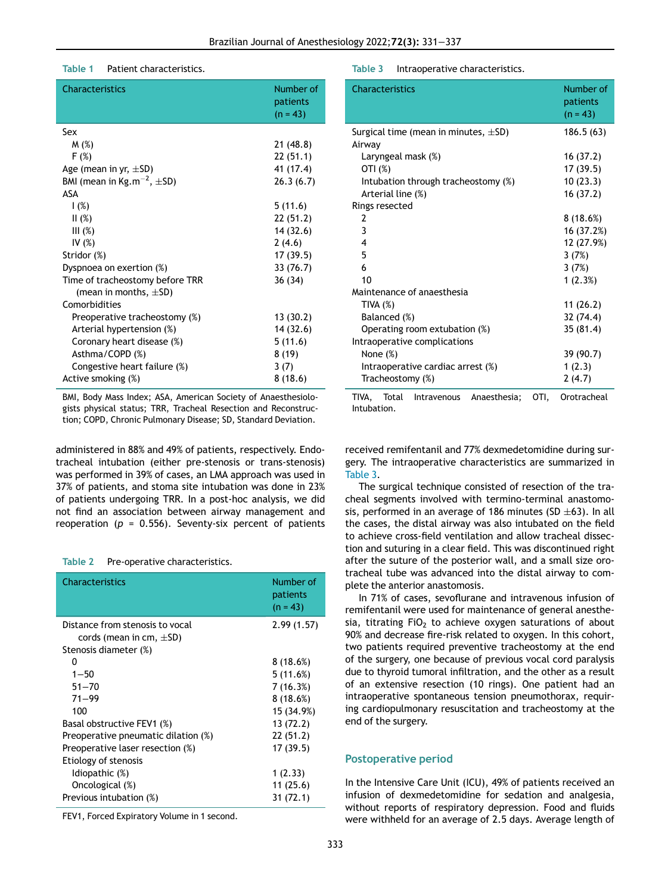**Table 1** Patient characteristics.

| Characteristics | Number of patients (n = 43) |
|---|---|
| Sex | |
| M (%) | 21 (48.8) |
| F (%) | 22 (51.1) |
| Age (mean in yr, ±SD) | 41 (17.4) |
| BMI (mean in Kg.m$^{-2}$, ±SD) | 26.3 (6.7) |
| ASA | |
| I (%) | 5 (11.6) |
| II (%) | 22 (51.2) |
| III (%) | 14 (32.6) |
| IV (%) | 2 (4.6) |
| Stridor (%) | 17 (39.5) |
| Dyspnoea on exertion (%) | 33 (76.7) |
| Time of tracheostomy before TRR (mean in months, ±SD) | 36 (34) |
| Comorbidities | |
| Preoperative tracheostomy (%) | 13 (30.2) |
| Arterial hypertension (%) | 14 (32.6) |
| Coronary heart disease (%) | 5 (11.6) |
| Asthma/COPD (%) | 8 (19) |
| Congestive heart failure (%) | 3 (7) |
| Active smoking (%) | 8 (18.6) |

BMI, Body Mass Index; ASA, American Society of Anaesthesiologists physical status; TRR, Tracheal Resection and Reconstruction; COPD, Chronic Pulmonary Disease; SD, Standard Deviation.

administered in 88% and 49% of patients, respectively. Endotracheal intubation (either pre-stenosis or trans-stenosis) was performed in 39% of cases, an LMA approach was used in 37% of patients, and stoma site intubation was done in 23% of patients undergoing TRR. In a post-hoc analysis, we did not find an association between airway management and reoperation ($p$ = 0.556). Seventy-six percent of patients received remifentanil and 77% dexmedetomidine during surgery. The intraoperative characteristics are summarized in Table 3.

**Table 2** Pre-operative characteristics.

| Characteristics | Number of patients (n = 43) |
|---|---|
| Distance from stenosis to vocal cords (mean in cm, ±SD) | 2.99 (1.57) |
| Stenosis diameter (%) | |
| 0 | 8 (18.6%) |
| 1–50 | 5 (11.6%) |
| 51–70 | 7 (16.3%) |
| 71–99 | 8 (18.6%) |
| 100 | 15 (34.9%) |
| Basal obstructive FEV1 (%) | 13 (72.2) |
| Preoperative pneumatic dilation (%) | 22 (51.2) |
| Preoperative laser resection (%) | 17 (39.5) |
| Etiology of stenosis | |
| Idiopathic (%) | 1 (2.33) |
| Oncological (%) | 11 (25.6) |
| Previous intubation (%) | 31 (72.1) |

FEV1, Forced Expiratory Volume in 1 second.

**Table 3** Intraoperative characteristics.

| Characteristics | Number of patients (n = 43) |
|---|---|
| Surgical time (mean in minutes, ±SD) | 186.5 (63) |
| Airway | |
| Laryngeal mask (%) | 16 (37.2) |
| OTI (%) | 17 (39.5) |
| Intubation through tracheostomy (%) | 10 (23.3) |
| Arterial line (%) | 16 (37.2) |
| Rings resected | |
| 2 | 8 (18.6%) |
| 3 | 16 (37.2%) |
| 4 | 12 (27.9%) |
| 5 | 3 (7%) |
| 6 | 3 (7%) |
| 10 | 1 (2.3%) |
| Maintenance of anaesthesia | |
| TIVA (%) | 11 (26.2) |
| Balanced (%) | 32 (74.4) |
| Operating room extubation (%) | 35 (81.4) |
| Intraoperative complications | |
| None (%) | 39 (90.7) |
| Intraoperative cardiac arrest (%) | 1 (2.3) |
| Tracheostomy (%) | 2 (4.7) |

TIVA, Total Intravenous Anaesthesia; OTI, Orotracheal Intubation.

The surgical technique consisted of resection of the tracheal segments involved with termino-terminal anastomosis, performed in an average of 186 minutes (SD ±63). In all the cases, the distal airway was also intubated on the field to achieve cross-field ventilation and allow tracheal dissection and suturing in a clear field. This was discontinued right after the suture of the posterior wall, and a small size orotracheal tube was advanced into the distal airway to complete the anterior anastomosis.

In 71% of cases, sevoflurane and intravenous infusion of remifentanil were used for maintenance of general anesthesia, titrating $FiO_2$ to achieve oxygen saturations of about 90% and decrease fire-risk related to oxygen. In this cohort, two patients required preventive tracheostomy at the end of the surgery, one because of previous vocal cord paralysis due to thyroid tumoral infiltration, and the other as a result of an extensive resection (10 rings). One patient had an intraoperative spontaneous tension pneumothorax, requiring cardiopulmonary resuscitation and tracheostomy at the end of the surgery.

## Postoperative period

In the Intensive Care Unit (ICU), 49% of patients received an infusion of dexmedetomidine for sedation and analgesia, without reports of respiratory depression. Food and fluids were withheld for an average of 2.5 days. Average length of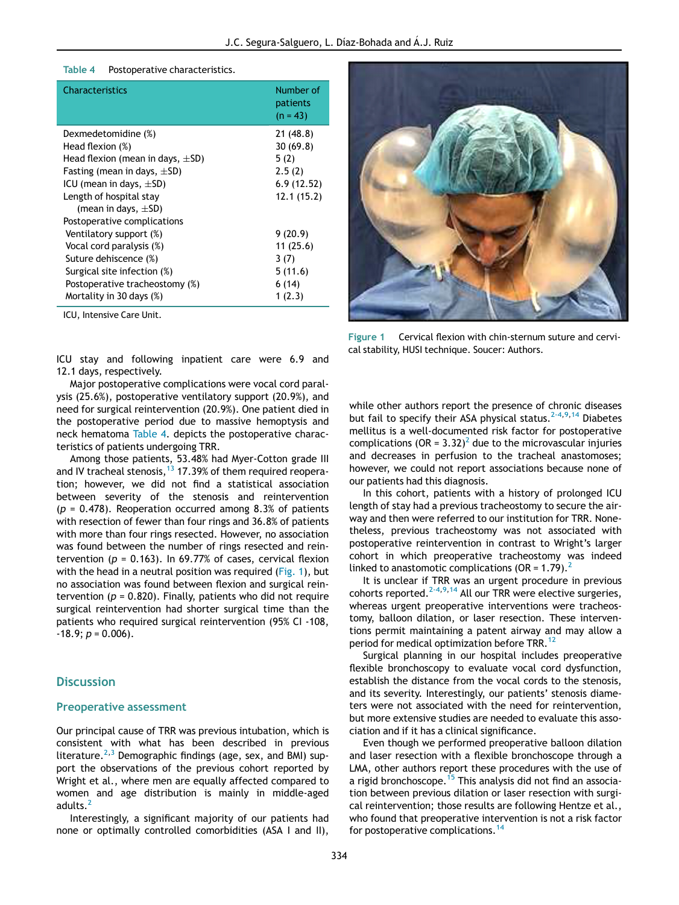Table 4 Postoperative characteristics.

| Characteristics | Number of patients (n = 43) |
|---|---|
| Dexmedetomidine (%) | 21 (48.8) |
| Head flexion (%) | 30 (69.8) |
| Head flexion (mean in days, ±SD) | 5 (2) |
| Fasting (mean in days, ±SD) | 2.5 (2) |
| ICU (mean in days, ±SD) | 6.9 (12.52) |
| Length of hospital stay (mean in days, ±SD) | 12.1 (15.2) |
| Postoperative complications | |
| Ventilatory support (%) | 9 (20.9) |
| Vocal cord paralysis (%) | 11 (25.6) |
| Suture dehiscence (%) | 3 (7) |
| Surgical site infection (%) | 5 (11.6) |
| Postoperative tracheostomy (%) | 6 (14) |
| Mortality in 30 days (%) | 1 (2.3) |

ICU, Intensive Care Unit.

ICU stay and following inpatient care were 6.9 and 12.1 days, respectively.

Major postoperative complications were vocal cord paralysis (25.6%), postoperative ventilatory support (20.9%), and need for surgical reintervention (20.9%). One patient died in the postoperative period due to massive hemoptysis and neck hematoma Table 4. depicts the postoperative characteristics of patients undergoing TRR.

Among those patients, 53.48% had Myer-Cotton grade III and IV tracheal stenosis,[13] 17.39% of them required reoperation; however, we did not find a statistical association between severity of the stenosis and reintervention ($p$ = 0.478). Reoperation occurred among 8.3% of patients with resection of fewer than four rings and 36.8% of patients with more than four rings resected. However, no association was found between the number of rings resected and reintervention ($p$ = 0.163). In 69.77% of cases, cervical flexion with the head in a neutral position was required (Fig. 1), but no association was found between flexion and surgical reintervention ($p$ = 0.820). Finally, patients who did not require surgical reintervention had shorter surgical time than the patients who required surgical reintervention (95% CI -108, -18.9; $p$ = 0.006).

Figure 1 Cervical flexion with chin-sternum suture and cervical stability, HUSI technique. Soucer: Authors.

## Discussion

### Preoperative assessment

Our principal cause of TRR was previous intubation, which is consistent with what has been described in previous literature.[2,3] Demographic findings (age, sex, and BMI) support the observations of the previous cohort reported by Wright et al., where men are equally affected compared to women and age distribution is mainly in middle-aged adults.[2]

Interestingly, a significant majority of our patients had none or optimally controlled comorbidities (ASA I and II), while other authors report the presence of chronic diseases but fail to specify their ASA physical status.[2-4,9,14] Diabetes mellitus is a well-documented risk factor for postoperative complications (OR = 3.32)[2] due to the microvascular injuries and decreases in perfusion to the tracheal anastomoses; however, we could not report associations because none of our patients had this diagnosis.

In this cohort, patients with a history of prolonged ICU length of stay had a previous tracheostomy to secure the airway and then were referred to our institution for TRR. Nonetheless, previous tracheostomy was not associated with postoperative reintervention in contrast to Wright's larger cohort in which preoperative tracheostomy was indeed linked to anastomotic complications (OR = 1.79).[2]

It is unclear if TRR was an urgent procedure in previous cohorts reported.[2-4,9,14] All our TRR were elective surgeries, whereas urgent preoperative interventions were tracheostomy, balloon dilation, or laser resection. These interventions permit maintaining a patent airway and may allow a period for medical optimization before TRR.[12]

Surgical planning in our hospital includes preoperative flexible bronchoscopy to evaluate vocal cord dysfunction, establish the distance from the vocal cords to the stenosis, and its severity. Interestingly, our patients' stenosis diameters were not associated with the need for reintervention, but more extensive studies are needed to evaluate this association and if it has a clinical significance.

Even though we performed preoperative balloon dilation and laser resection with a flexible bronchoscope through a LMA, other authors report these procedures with the use of a rigid bronchoscope.[15] This analysis did not find an association between previous dilation or laser resection with surgical reintervention; those results are following Hentze et al., who found that preoperative intervention is not a risk factor for postoperative complications.[14]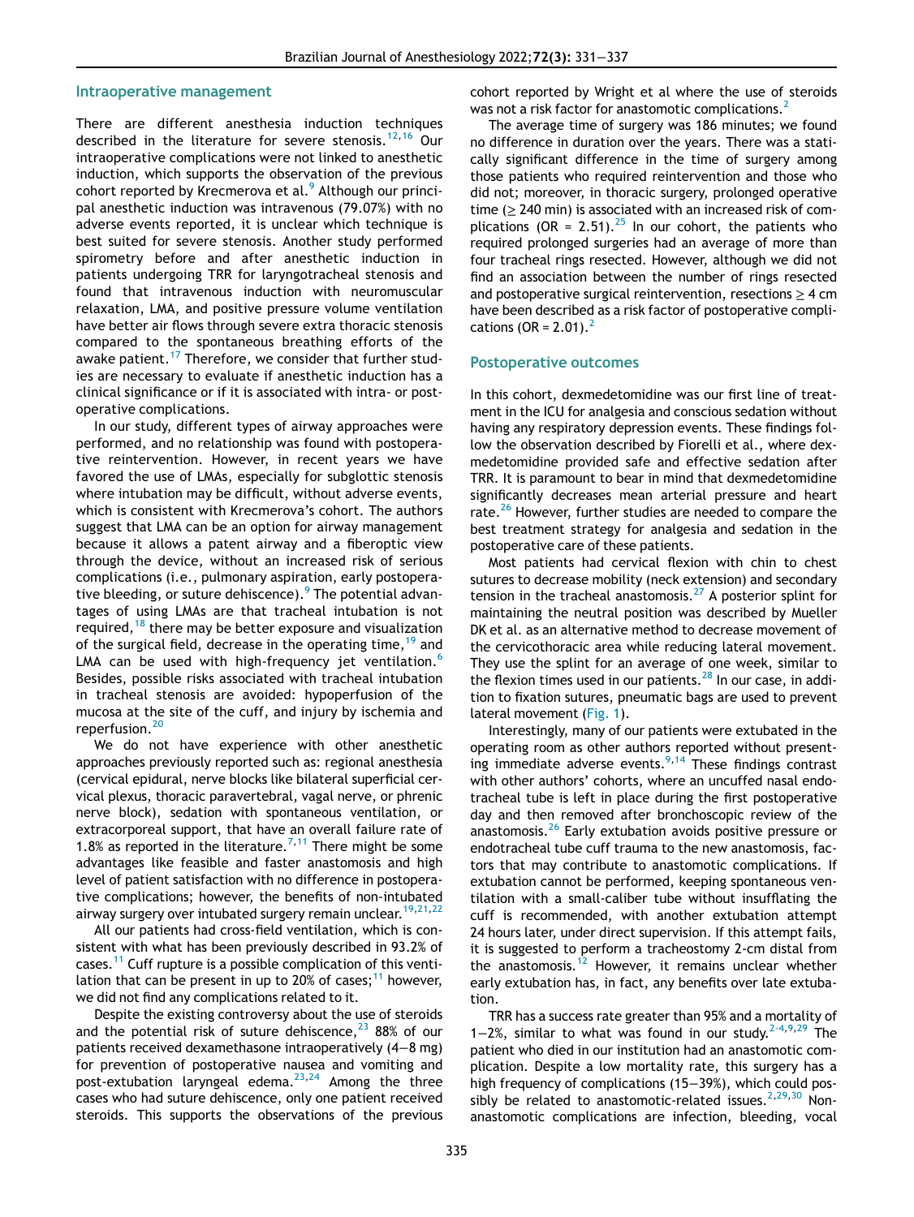## Intraoperative management

There are different anesthesia induction techniques described in the literature for severe stenosis.[12,16] Our intraoperative complications were not linked to anesthetic induction, which supports the observation of the previous cohort reported by Krecmerova et al.[9] Although our principal anesthetic induction was intravenous (79.07%) with no adverse events reported, it is unclear which technique is best suited for severe stenosis. Another study performed spirometry before and after anesthetic induction in patients undergoing TRR for laryngotracheal stenosis and found that intravenous induction with neuromuscular relaxation, LMA, and positive pressure volume ventilation have better air flows through severe extra thoracic stenosis compared to the spontaneous breathing efforts of the awake patient.[17] Therefore, we consider that further studies are necessary to evaluate if anesthetic induction has a clinical significance or if it is associated with intra- or postoperative complications.

In our study, different types of airway approaches were performed, and no relationship was found with postoperative reintervention. However, in recent years we have favored the use of LMAs, especially for subglottic stenosis where intubation may be difficult, without adverse events, which is consistent with Krecmerova's cohort. The authors suggest that LMA can be an option for airway management because it allows a patent airway and a fiberoptic view through the device, without an increased risk of serious complications (i.e., pulmonary aspiration, early postoperative bleeding, or suture dehiscence).[9] The potential advantages of using LMAs are that tracheal intubation is not required,[18] there may be better exposure and visualization of the surgical field, decrease in the operating time,[19] and LMA can be used with high-frequency jet ventilation.[6] Besides, possible risks associated with tracheal intubation in tracheal stenosis are avoided: hypoperfusion of the mucosa at the site of the cuff, and injury by ischemia and reperfusion.[20]

We do not have experience with other anesthetic approaches previously reported such as: regional anesthesia (cervical epidural, nerve blocks like bilateral superficial cervical plexus, thoracic paravertebral, vagal nerve, or phrenic nerve block), sedation with spontaneous ventilation, or extracorporeal support, that have an overall failure rate of 1.8% as reported in the literature.[7,11] There might be some advantages like feasible and faster anastomosis and high level of patient satisfaction with no difference in postoperative complications; however, the benefits of non-intubated airway surgery over intubated surgery remain unclear.[19,21,22]

All our patients had cross-field ventilation, which is consistent with what has been previously described in 93.2% of cases.[11] Cuff rupture is a possible complication of this ventilation that can be present in up to 20% of cases;[11] however, we did not find any complications related to it.

Despite the existing controversy about the use of steroids and the potential risk of suture dehiscence,[23] 88% of our patients received dexamethasone intraoperatively (4−8 mg) for prevention of postoperative nausea and vomiting and post-extubation laryngeal edema.[23,24] Among the three cases who had suture dehiscence, only one patient received steroids. This supports the observations of the previous cohort reported by Wright et al where the use of steroids was not a risk factor for anastomotic complications.[2]

The average time of surgery was 186 minutes; we found no difference in duration over the years. There was a statistically significant difference in the time of surgery among those patients who required reintervention and those who did not; moreover, in thoracic surgery, prolonged operative time (≥ 240 min) is associated with an increased risk of complications (OR = 2.51).[25] In our cohort, the patients who required prolonged surgeries had an average of more than four tracheal rings resected. However, although we did not find an association between the number of rings resected and postoperative surgical reintervention, resections ≥ 4 cm have been described as a risk factor of postoperative complications (OR = 2.01).[2]

## Postoperative outcomes

In this cohort, dexmedetomidine was our first line of treatment in the ICU for analgesia and conscious sedation without having any respiratory depression events. These findings follow the observation described by Fiorelli et al., where dexmedetomidine provided safe and effective sedation after TRR. It is paramount to bear in mind that dexmedetomidine significantly decreases mean arterial pressure and heart rate.[26] However, further studies are needed to compare the best treatment strategy for analgesia and sedation in the postoperative care of these patients.

Most patients had cervical flexion with chin to chest sutures to decrease mobility (neck extension) and secondary tension in the tracheal anastomosis.[27] A posterior splint for maintaining the neutral position was described by Mueller DK et al. as an alternative method to decrease movement of the cervicothoracic area while reducing lateral movement. They use the splint for an average of one week, similar to the flexion times used in our patients.[28] In our case, in addition to fixation sutures, pneumatic bags are used to prevent lateral movement (Fig. 1).

Interestingly, many of our patients were extubated in the operating room as other authors reported without presenting immediate adverse events.[9,14] These findings contrast with other authors' cohorts, where an uncuffed nasal endotracheal tube is left in place during the first postoperative day and then removed after bronchoscopic review of the anastomosis.[26] Early extubation avoids positive pressure or endotracheal tube cuff trauma to the new anastomosis, factors that may contribute to anastomotic complications. If extubation cannot be performed, keeping spontaneous ventilation with a small-caliber tube without insufflating the cuff is recommended, with another extubation attempt 24 hours later, under direct supervision. If this attempt fails, it is suggested to perform a tracheostomy 2-cm distal from the anastomosis.[12] However, it remains unclear whether early extubation has, in fact, any benefits over late extubation.

TRR has a success rate greater than 95% and a mortality of 1−2%, similar to what was found in our study.[2-4,9,29] The patient who died in our institution had an anastomotic complication. Despite a low mortality rate, this surgery has a high frequency of complications (15−39%), which could possibly be related to anastomotic-related issues.[2,29,30] Non-anastomotic complications are infection, bleeding, vocal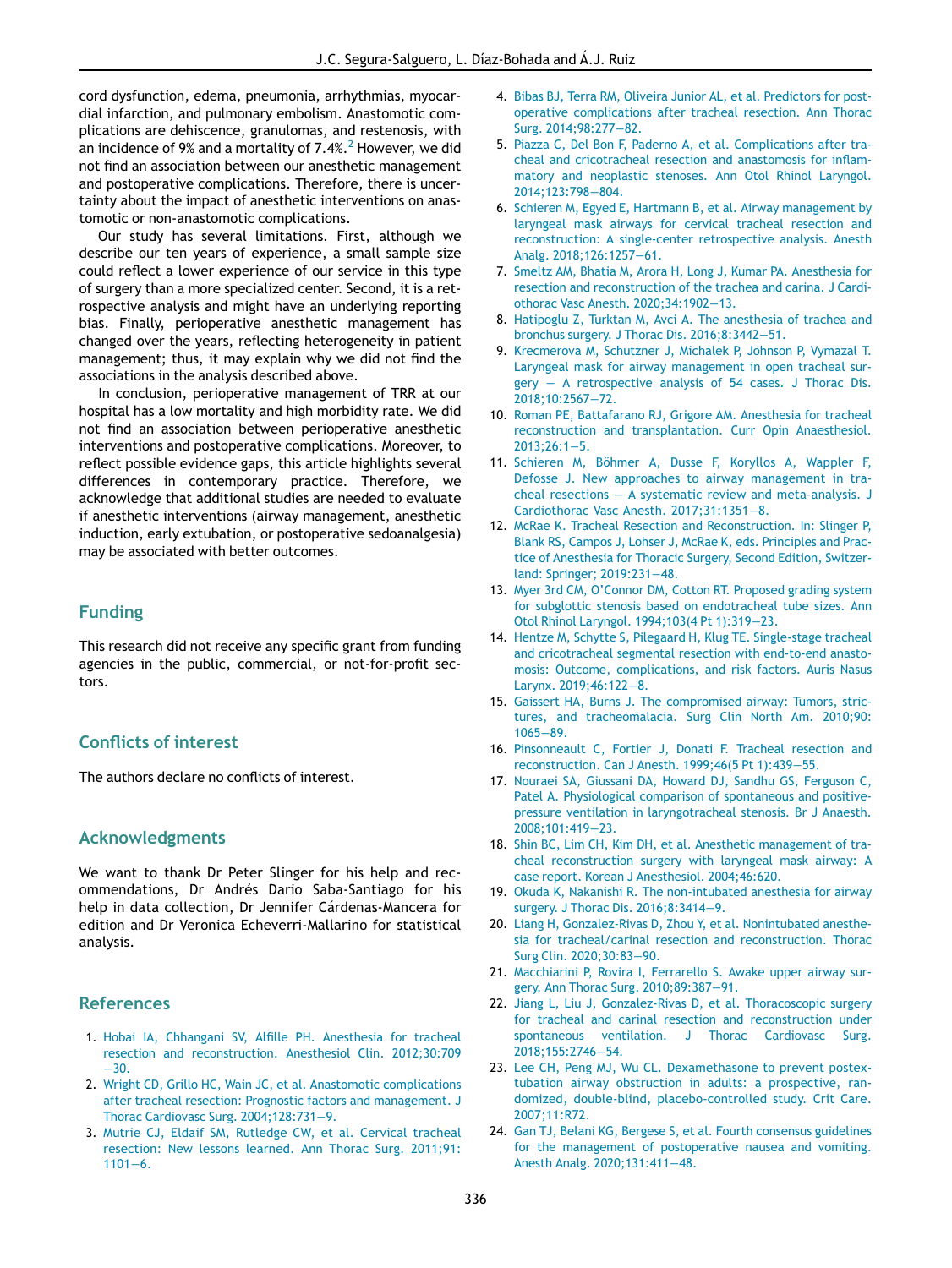cord dysfunction, edema, pneumonia, arrhythmias, myocardial infarction, and pulmonary embolism. Anastomotic complications are dehiscence, granulomas, and restenosis, with an incidence of 9% and a mortality of 7.4%.[2] However, we did not find an association between our anesthetic management and postoperative complications. Therefore, there is uncertainty about the impact of anesthetic interventions on anastomotic or non-anastomotic complications.

Our study has several limitations. First, although we describe our ten years of experience, a small sample size could reflect a lower experience of our service in this type of surgery than a more specialized center. Second, it is a retrospective analysis and might have an underlying reporting bias. Finally, perioperative anesthetic management has changed over the years, reflecting heterogeneity in patient management; thus, it may explain why we did not find the associations in the analysis described above.

In conclusion, perioperative management of TRR at our hospital has a low mortality and high morbidity rate. We did not find an association between perioperative anesthetic interventions and postoperative complications. Moreover, to reflect possible evidence gaps, this article highlights several differences in contemporary practice. Therefore, we acknowledge that additional studies are needed to evaluate if anesthetic interventions (airway management, anesthetic induction, early extubation, or postoperative sedoanalgesia) may be associated with better outcomes.

## Funding

This research did not receive any specific grant from funding agencies in the public, commercial, or not-for-profit sectors.

## Conflicts of interest

The authors declare no conflicts of interest.

## Acknowledgments

We want to thank Dr Peter Slinger for his help and recommendations, Dr Andrés Dario Saba-Santiago for his help in data collection, Dr Jennifer Cárdenas-Mancera for edition and Dr Veronica Echeverri-Mallarino for statistical analysis.

## References

1. Hobai IA, Chhangani SV, Alfille PH. Anesthesia for tracheal resection and reconstruction. Anesthesiol Clin. 2012;30:709—30.
2. Wright CD, Grillo HC, Wain JC, et al. Anastomotic complications after tracheal resection: Prognostic factors and management. J Thorac Cardiovasc Surg. 2004;128:731—9.
3. Mutrie CJ, Eldaif SM, Rutledge CW, et al. Cervical tracheal resection: New lessons learned. Ann Thorac Surg. 2011;91:1101—6.
4. Bibas BJ, Terra RM, Oliveira Junior AL, et al. Predictors for postoperative complications after tracheal resection. Ann Thorac Surg. 2014;98:277—82.
5. Piazza C, Del Bon F, Paderno A, et al. Complications after tracheal and cricotracheal resection and anastomosis for inflammatory and neoplastic stenoses. Ann Otol Rhinol Laryngol. 2014;123:798—804.
6. Schieren M, Egyed E, Hartmann B, et al. Airway management by laryngeal mask airways for cervical tracheal resection and reconstruction: A single-center retrospective analysis. Anesth Analg. 2018;126:1257—61.
7. Smeltz AM, Bhatia M, Arora H, Long J, Kumar PA. Anesthesia for resection and reconstruction of the trachea and carina. J Cardiothorac Vasc Anesth. 2020;34:1902—13.
8. Hatipoglu Z, Turktan M, Avci A. The anesthesia of trachea and bronchus surgery. J Thorac Dis. 2016;8:3442—51.
9. Krecmerova M, Schutzner J, Michalek P, Johnson P, Vymazal T. Laryngeal mask for airway management in open tracheal surgery — A retrospective analysis of 54 cases. J Thorac Dis. 2018;10:2567—72.
10. Roman PE, Battafarano RJ, Grigore AM. Anesthesia for tracheal reconstruction and transplantation. Curr Opin Anaesthesiol. 2013;26:1—5.
11. Schieren M, Böhmer A, Dusse F, Koryllos A, Wappler F, Defosse J. New approaches to airway management in tracheal resections — A systematic review and meta-analysis. J Cardiothorac Vasc Anesth. 2017;31:1351—8.
12. McRae K. Tracheal Resection and Reconstruction. In: Slinger P, Blank RS, Campos J, Lohser J, McRae K, eds. Principles and Practice of Anesthesia for Thoracic Surgery, Second Edition, Switzerland: Springer; 2019:231—48.
13. Myer 3rd CM, O'Connor DM, Cotton RT. Proposed grading system for subglottic stenosis based on endotracheal tube sizes. Ann Otol Rhinol Laryngol. 1994;103(4 Pt 1):319—23.
14. Hentze M, Schytte S, Pilegaard H, Klug TE. Single-stage tracheal and cricotracheal segmental resection with end-to-end anastomosis: Outcome, complications, and risk factors. Auris Nasus Larynx. 2019;46:122—8.
15. Gaissert HA, Burns J. The compromised airway: Tumors, strictures, and tracheomalacia. Surg Clin North Am. 2010;90:1065—89.
16. Pinsonneault C, Fortier J, Donati F. Tracheal resection and reconstruction. Can J Anesth. 1999;46(5 Pt 1):439—55.
17. Nouraei SA, Giussani DA, Howard DJ, Sandhu GS, Ferguson C, Patel A. Physiological comparison of spontaneous and positive-pressure ventilation in laryngotracheal stenosis. Br J Anaesth. 2008;101:419—23.
18. Shin BC, Lim CH, Kim DH, et al. Anesthetic management of tracheal reconstruction surgery with laryngeal mask airway: A case report. Korean J Anesthesiol. 2004;46:620.
19. Okuda K, Nakanishi R. The non-intubated anesthesia for airway surgery. J Thorac Dis. 2016;8:3414—9.
20. Liang H, Gonzalez-Rivas D, Zhou Y, et al. Nonintubated anesthesia for tracheal/carinal resection and reconstruction. Thorac Surg Clin. 2020;30:83—90.
21. Macchiarini P, Rovira I, Ferrarello S. Awake upper airway surgery. Ann Thorac Surg. 2010;89:387—91.
22. Jiang L, Liu J, Gonzalez-Rivas D, et al. Thoracoscopic surgery for tracheal and carinal resection and reconstruction under spontaneous ventilation. J Thorac Cardiovasc Surg. 2018;155:2746—54.
23. Lee CH, Peng MJ, Wu CL. Dexamethasone to prevent postextubation airway obstruction in adults: a prospective, randomized, double-blind, placebo-controlled study. Crit Care. 2007;11:R72.
24. Gan TJ, Belani KG, Bergese S, et al. Fourth consensus guidelines for the management of postoperative nausea and vomiting. Anesth Analg. 2020;131:411—48.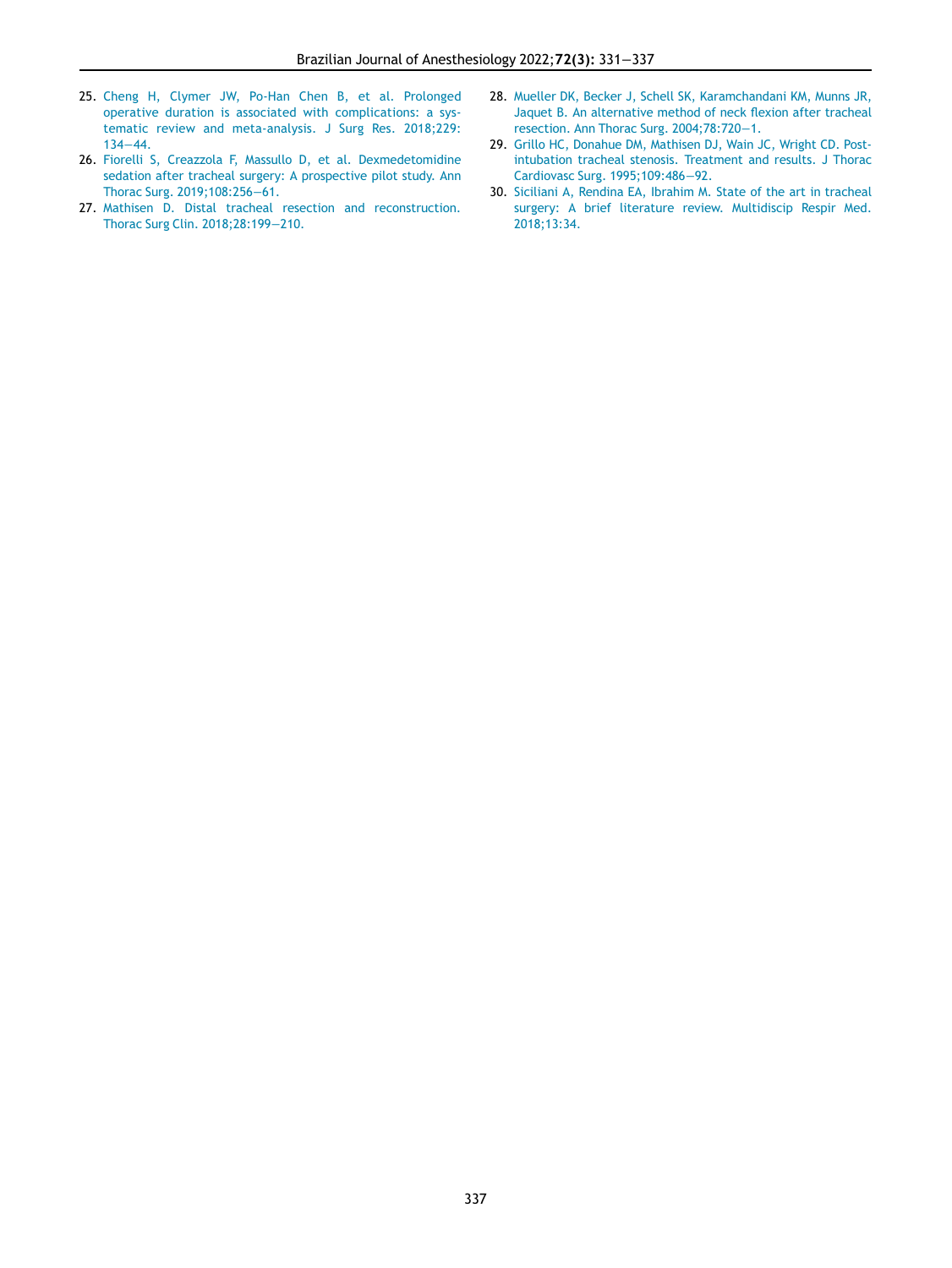25. Cheng H, Clymer JW, Po-Han Chen B, et al. Prolonged operative duration is associated with complications: a systematic review and meta-analysis. J Surg Res. 2018;229: 134–44.
26. Fiorelli S, Creazzola F, Massullo D, et al. Dexmedetomidine sedation after tracheal surgery: A prospective pilot study. Ann Thorac Surg. 2019;108:256–61.
27. Mathisen D. Distal tracheal resection and reconstruction. Thorac Surg Clin. 2018;28:199–210.
28. Mueller DK, Becker J, Schell SK, Karamchandani KM, Munns JR, Jaquet B. An alternative method of neck flexion after tracheal resection. Ann Thorac Surg. 2004;78:720–1.
29. Grillo HC, Donahue DM, Mathisen DJ, Wain JC, Wright CD. Post-intubation tracheal stenosis. Treatment and results. J Thorac Cardiovasc Surg. 1995;109:486–92.
30. Siciliani A, Rendina EA, Ibrahim M. State of the art in tracheal surgery: A brief literature review. Multidiscip Respir Med. 2018;13:34.